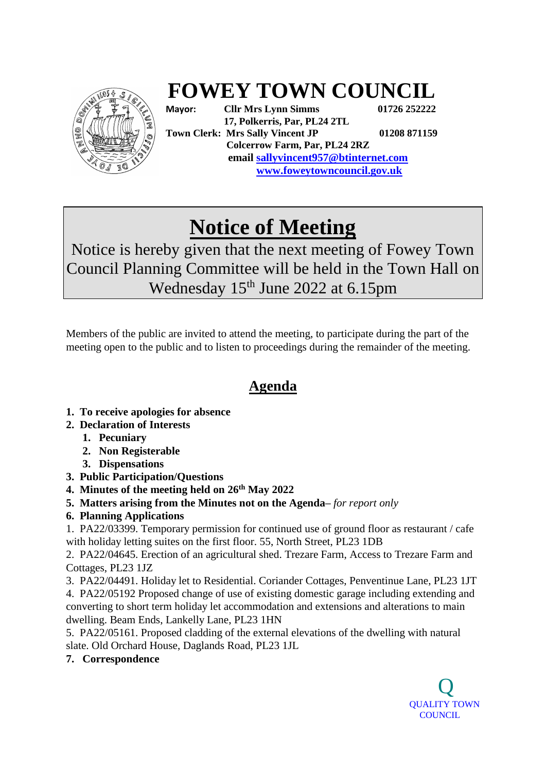# FOWEY TOWN COUNCIL

**Mayor:** **Cllr Mrs Lynn Simms** **01726 252222**
**17, Polkerris, Par, PL24 2TL**
**Town Clerk: Mrs Sally Vincent JP** **01208 871159**
**Colcerrow Farm, Par, PL24 2RZ**
**email sallyvincent957@btinternet.com**
**www.foweytowncouncil.gov.uk**

# Notice of Meeting

Notice is hereby given that the next meeting of Fowey Town Council Planning Committee will be held in the Town Hall on Wednesday 15th June 2022 at 6.15pm

Members of the public are invited to attend the meeting, to participate during the part of the meeting open to the public and to listen to proceedings during the remainder of the meeting.

## Agenda

1. **To receive apologies for absence**
2. **Declaration of Interests**
   1. **Pecuniary**
   2. **Non Registerable**
   3. **Dispensations**
3. **Public Participation/Questions**
4. **Minutes of the meeting held on 26th May 2022**
5. **Matters arising from the Minutes not on the Agenda**– *for report only*
6. **Planning Applications**

1. PA22/03399. Temporary permission for continued use of ground floor as restaurant / cafe with holiday letting suites on the first floor. 55, North Street, PL23 1DB
2. PA22/04645. Erection of an agricultural shed. Trezare Farm, Access to Trezare Farm and Cottages, PL23 1JZ
3. PA22/04491. Holiday let to Residential. Coriander Cottages, Penventinue Lane, PL23 1JT
4. PA22/05192 Proposed change of use of existing domestic garage including extending and converting to short term holiday let accommodation and extensions and alterations to main dwelling. Beam Ends, Lankelly Lane, PL23 1HN
5. PA22/05161. Proposed cladding of the external elevations of the dwelling with natural slate. Old Orchard House, Daglands Road, PL23 1JL

7. **Correspondence**

Q
QUALITY TOWN COUNCIL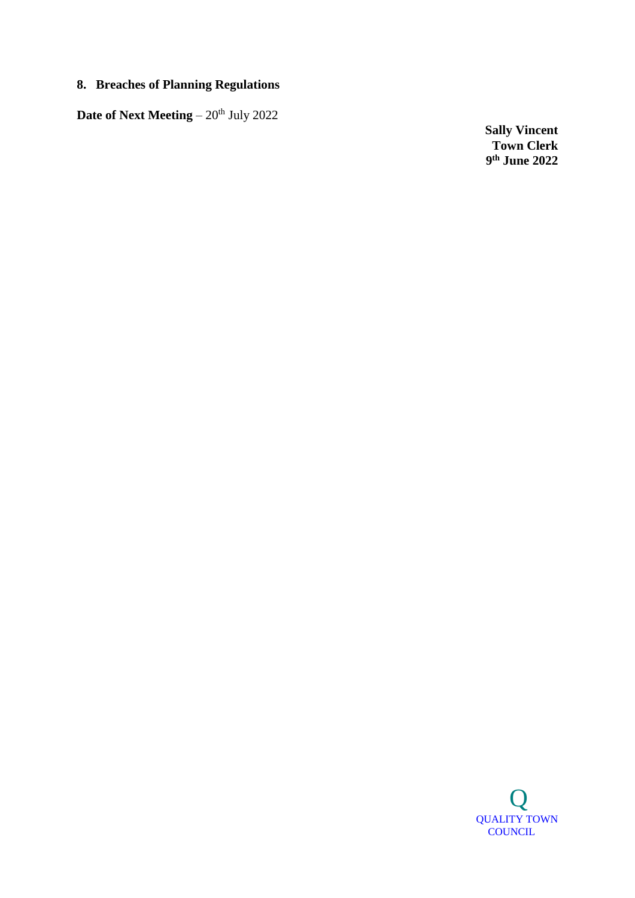**8. Breaches of Planning Regulations**

**Date of Next Meeting** – 20th July 2022

**Sally Vincent**
**Town Clerk**
**9th June 2022**

Q
QUALITY TOWN COUNCIL